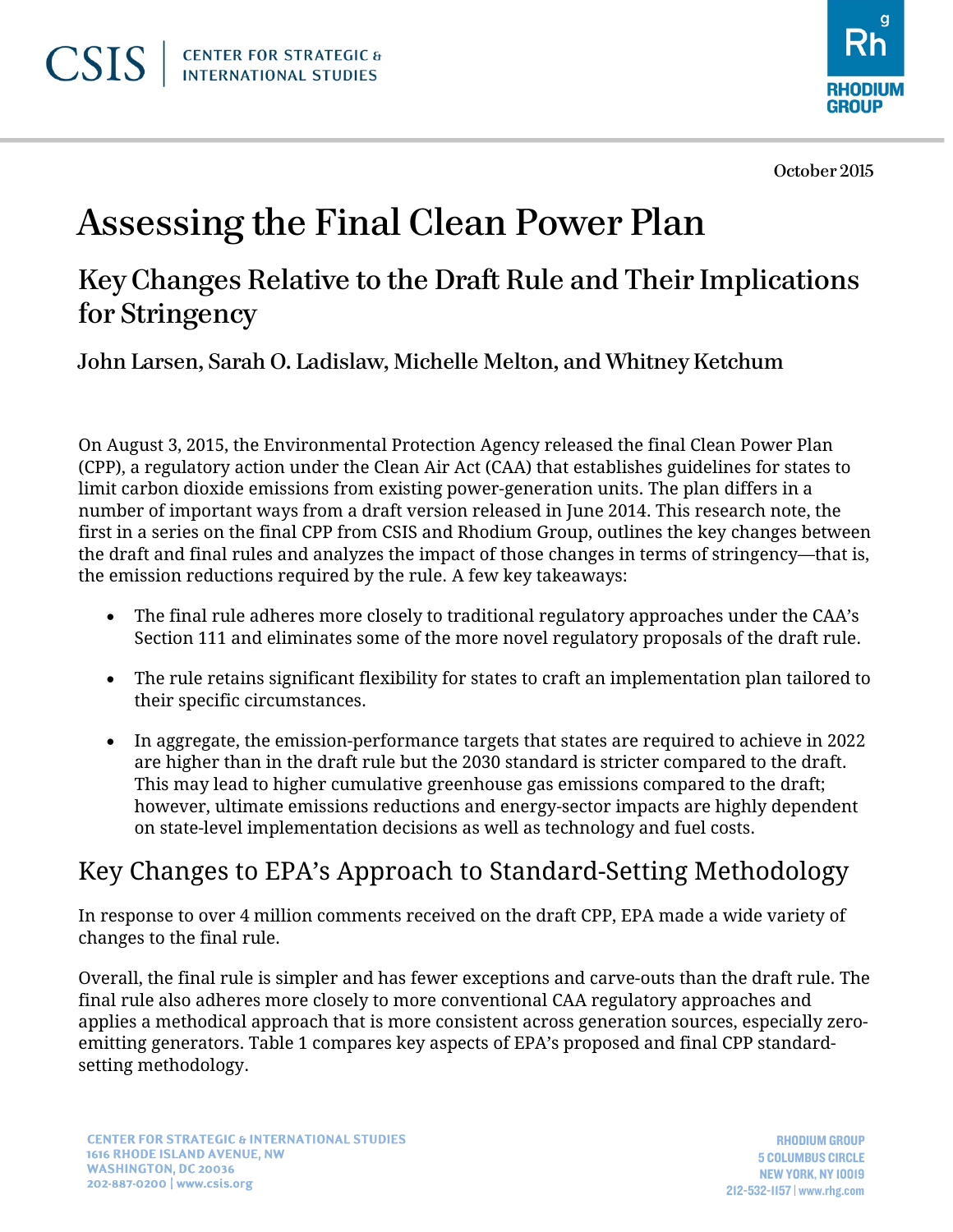October 2015

# Assessing the Final Clean Power Plan

## Key Changes Relative to the Draft Rule and Their Implications for Stringency

**John Larsen, Sarah O. Ladislaw, Michelle Melton, and Whitney Ketchum**

On August 3, 2015, the Environmental Protection Agency released the final Clean Power Plan (CPP), a regulatory action under the Clean Air Act (CAA) that establishes guidelines for states to limit carbon dioxide emissions from existing power-generation units. The plan differs in a number of important ways from a draft version released in June 2014. This research note, the first in a series on the final CPP from CSIS and Rhodium Group, outlines the key changes between the draft and final rules and analyzes the impact of those changes in terms of stringency—that is, the emission reductions required by the rule. A few key takeaways:

- The final rule adheres more closely to traditional regulatory approaches under the CAA's Section 111 and eliminates some of the more novel regulatory proposals of the draft rule.
- The rule retains significant flexibility for states to craft an implementation plan tailored to their specific circumstances.
- In aggregate, the emission-performance targets that states are required to achieve in 2022 are higher than in the draft rule but the 2030 standard is stricter compared to the draft. This may lead to higher cumulative greenhouse gas emissions compared to the draft; however, ultimate emissions reductions and energy-sector impacts are highly dependent on state-level implementation decisions as well as technology and fuel costs.

## Key Changes to EPA's Approach to Standard-Setting Methodology

In response to over 4 million comments received on the draft CPP, EPA made a wide variety of changes to the final rule.

Overall, the final rule is simpler and has fewer exceptions and carve-outs than the draft rule. The final rule also adheres more closely to more conventional CAA regulatory approaches and applies a methodical approach that is more consistent across generation sources, especially zero-emitting generators. Table 1 compares key aspects of EPA's proposed and final CPP standard-setting methodology.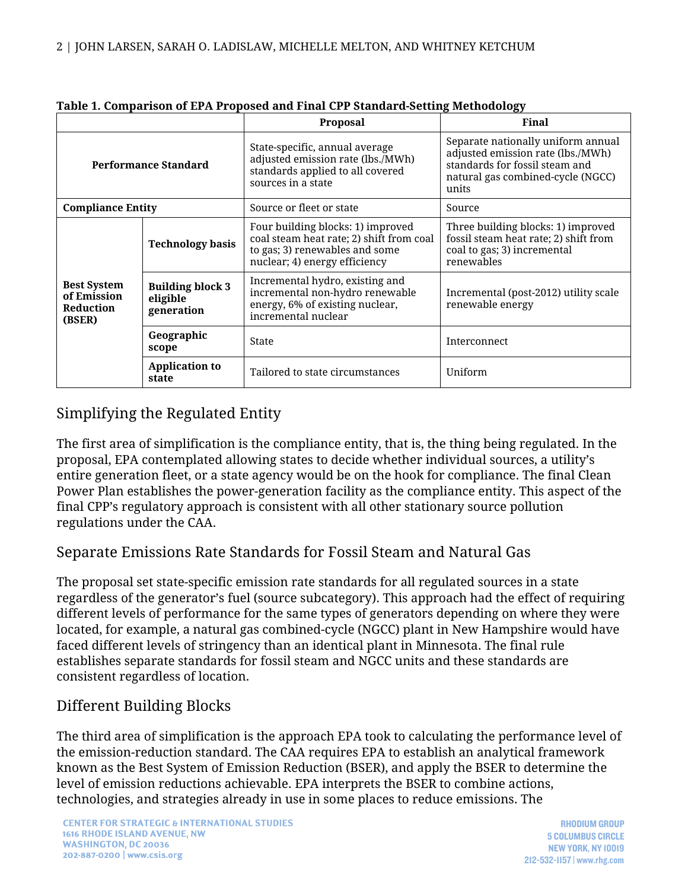**Table 1. Comparison of EPA Proposed and Final CPP Standard-Setting Methodology**

| | | Proposal | Final |
|---|---|---|---|
| **Performance Standard** | | State-specific, annual average adjusted emission rate (lbs./MWh) standards applied to all covered sources in a state | Separate nationally uniform annual adjusted emission rate (lbs./MWh) standards for fossil steam and natural gas combined-cycle (NGCC) units |
| **Compliance Entity** | | Source or fleet or state | Source |
| **Best System of Emission Reduction (BSER)** | **Technology basis** | Four building blocks: 1) improved coal steam heat rate; 2) shift from coal to gas; 3) renewables and some nuclear; 4) energy efficiency | Three building blocks: 1) improved fossil steam heat rate; 2) shift from coal to gas; 3) incremental renewables |
| | **Building block 3 eligible generation** | Incremental hydro, existing and incremental non-hydro renewable energy, 6% of existing nuclear, incremental nuclear | Incremental (post-2012) utility scale renewable energy |
| | **Geographic scope** | State | Interconnect |
| | **Application to state** | Tailored to state circumstances | Uniform |

## Simplifying the Regulated Entity

The first area of simplification is the compliance entity, that is, the thing being regulated. In the proposal, EPA contemplated allowing states to decide whether individual sources, a utility's entire generation fleet, or a state agency would be on the hook for compliance. The final Clean Power Plan establishes the power-generation facility as the compliance entity. This aspect of the final CPP's regulatory approach is consistent with all other stationary source pollution regulations under the CAA.

## Separate Emissions Rate Standards for Fossil Steam and Natural Gas

The proposal set state-specific emission rate standards for all regulated sources in a state regardless of the generator's fuel (source subcategory). This approach had the effect of requiring different levels of performance for the same types of generators depending on where they were located, for example, a natural gas combined-cycle (NGCC) plant in New Hampshire would have faced different levels of stringency than an identical plant in Minnesota. The final rule establishes separate standards for fossil steam and NGCC units and these standards are consistent regardless of location.

## Different Building Blocks

The third area of simplification is the approach EPA took to calculating the performance level of the emission-reduction standard. The CAA requires EPA to establish an analytical framework known as the Best System of Emission Reduction (BSER), and apply the BSER to determine the level of emission reductions achievable. EPA interprets the BSER to combine actions, technologies, and strategies already in use in some places to reduce emissions. The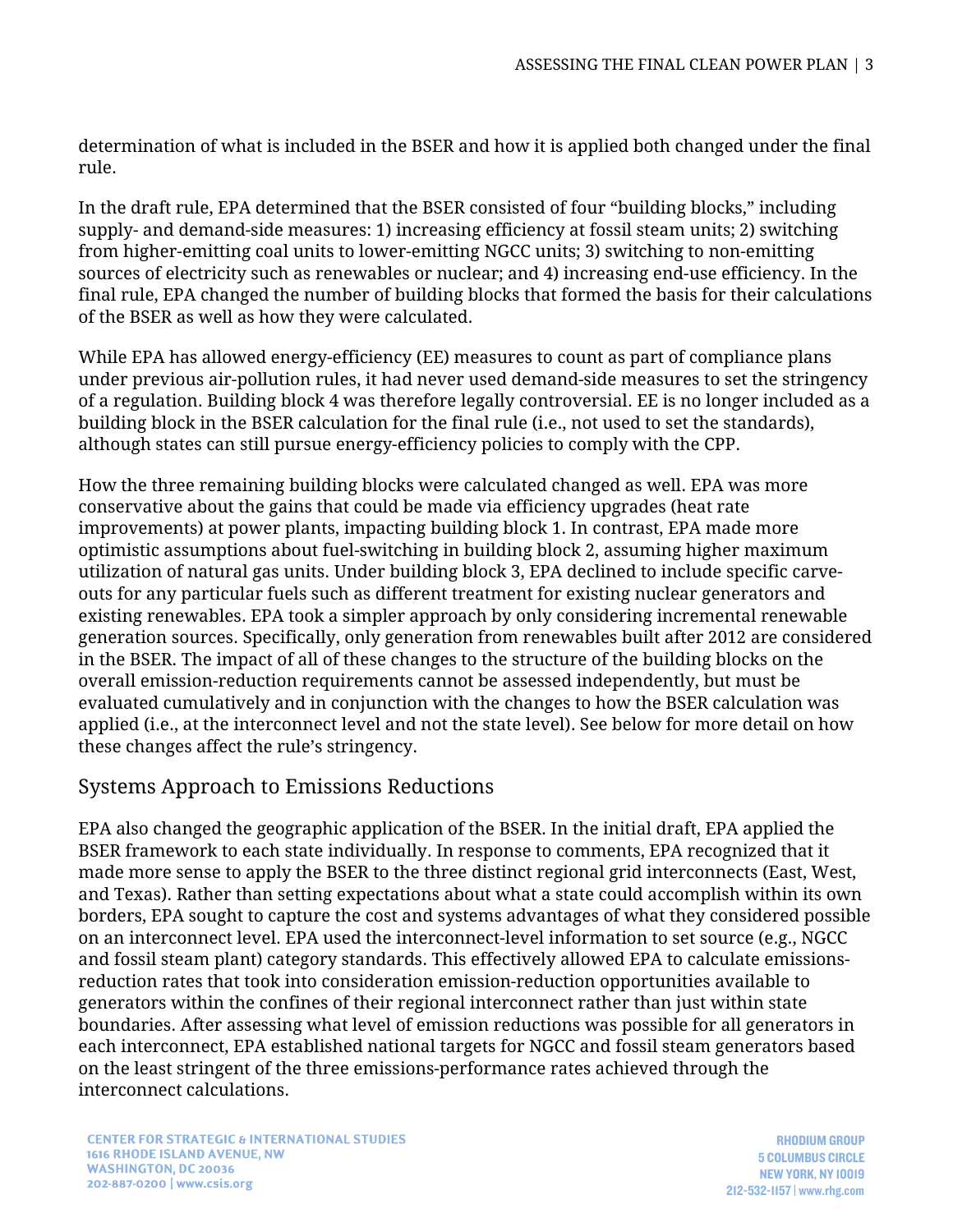determination of what is included in the BSER and how it is applied both changed under the final rule.

In the draft rule, EPA determined that the BSER consisted of four "building blocks," including supply- and demand-side measures: 1) increasing efficiency at fossil steam units; 2) switching from higher-emitting coal units to lower-emitting NGCC units; 3) switching to non-emitting sources of electricity such as renewables or nuclear; and 4) increasing end-use efficiency. In the final rule, EPA changed the number of building blocks that formed the basis for their calculations of the BSER as well as how they were calculated.

While EPA has allowed energy-efficiency (EE) measures to count as part of compliance plans under previous air-pollution rules, it had never used demand-side measures to set the stringency of a regulation. Building block 4 was therefore legally controversial. EE is no longer included as a building block in the BSER calculation for the final rule (i.e., not used to set the standards), although states can still pursue energy-efficiency policies to comply with the CPP.

How the three remaining building blocks were calculated changed as well. EPA was more conservative about the gains that could be made via efficiency upgrades (heat rate improvements) at power plants, impacting building block 1. In contrast, EPA made more optimistic assumptions about fuel-switching in building block 2, assuming higher maximum utilization of natural gas units. Under building block 3, EPA declined to include specific carve-outs for any particular fuels such as different treatment for existing nuclear generators and existing renewables. EPA took a simpler approach by only considering incremental renewable generation sources. Specifically, only generation from renewables built after 2012 are considered in the BSER. The impact of all of these changes to the structure of the building blocks on the overall emission-reduction requirements cannot be assessed independently, but must be evaluated cumulatively and in conjunction with the changes to how the BSER calculation was applied (i.e., at the interconnect level and not the state level). See below for more detail on how these changes affect the rule's stringency.

## Systems Approach to Emissions Reductions

EPA also changed the geographic application of the BSER. In the initial draft, EPA applied the BSER framework to each state individually. In response to comments, EPA recognized that it made more sense to apply the BSER to the three distinct regional grid interconnects (East, West, and Texas). Rather than setting expectations about what a state could accomplish within its own borders, EPA sought to capture the cost and systems advantages of what they considered possible on an interconnect level. EPA used the interconnect-level information to set source (e.g., NGCC and fossil steam plant) category standards. This effectively allowed EPA to calculate emissions-reduction rates that took into consideration emission-reduction opportunities available to generators within the confines of their regional interconnect rather than just within state boundaries. After assessing what level of emission reductions was possible for all generators in each interconnect, EPA established national targets for NGCC and fossil steam generators based on the least stringent of the three emissions-performance rates achieved through the interconnect calculations.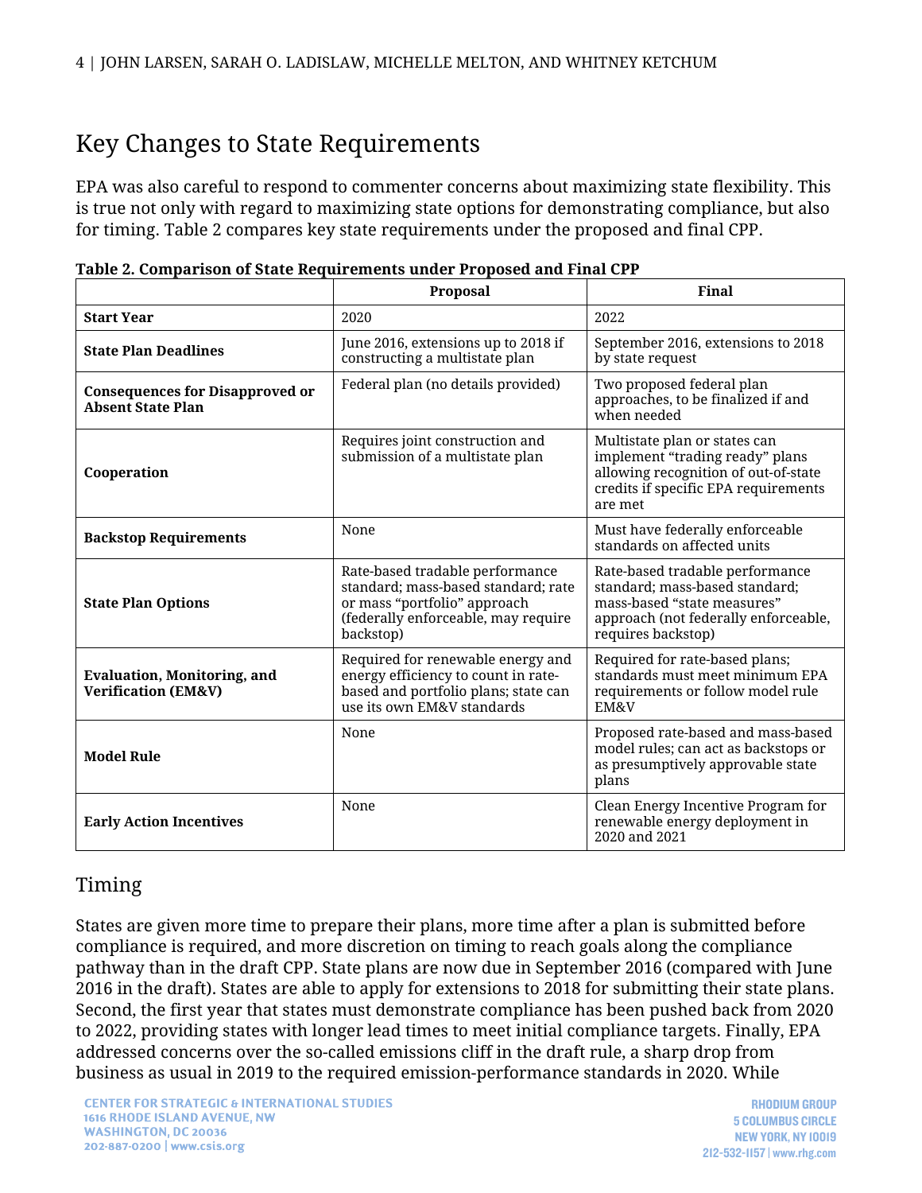## Key Changes to State Requirements

EPA was also careful to respond to commenter concerns about maximizing state flexibility. This is true not only with regard to maximizing state options for demonstrating compliance, but also for timing. Table 2 compares key state requirements under the proposed and final CPP.

**Table 2. Comparison of State Requirements under Proposed and Final CPP**

| | Proposal | Final |
|---|---|---|
| **Start Year** | 2020 | 2022 |
| **State Plan Deadlines** | June 2016, extensions up to 2018 if constructing a multistate plan | September 2016, extensions to 2018 by state request |
| **Consequences for Disapproved or Absent State Plan** | Federal plan (no details provided) | Two proposed federal plan approaches, to be finalized if and when needed |
| **Cooperation** | Requires joint construction and submission of a multistate plan | Multistate plan or states can implement "trading ready" plans allowing recognition of out-of-state credits if specific EPA requirements are met |
| **Backstop Requirements** | None | Must have federally enforceable standards on affected units |
| **State Plan Options** | Rate-based tradable performance standard; mass-based standard; rate or mass "portfolio" approach (federally enforceable, may require backstop) | Rate-based tradable performance standard; mass-based standard; mass-based "state measures" approach (not federally enforceable, requires backstop) |
| **Evaluation, Monitoring, and Verification (EM&V)** | Required for renewable energy and energy efficiency to count in rate-based and portfolio plans; state can use its own EM&V standards | Required for rate-based plans; standards must meet minimum EPA requirements or follow model rule EM&V |
| **Model Rule** | None | Proposed rate-based and mass-based model rules; can act as backstops or as presumptively approvable state plans |
| **Early Action Incentives** | None | Clean Energy Incentive Program for renewable energy deployment in 2020 and 2021 |

### Timing

States are given more time to prepare their plans, more time after a plan is submitted before compliance is required, and more discretion on timing to reach goals along the compliance pathway than in the draft CPP. State plans are now due in September 2016 (compared with June 2016 in the draft). States are able to apply for extensions to 2018 for submitting their state plans. Second, the first year that states must demonstrate compliance has been pushed back from 2020 to 2022, providing states with longer lead times to meet initial compliance targets. Finally, EPA addressed concerns over the so-called emissions cliff in the draft rule, a sharp drop from business as usual in 2019 to the required emission-performance standards in 2020. While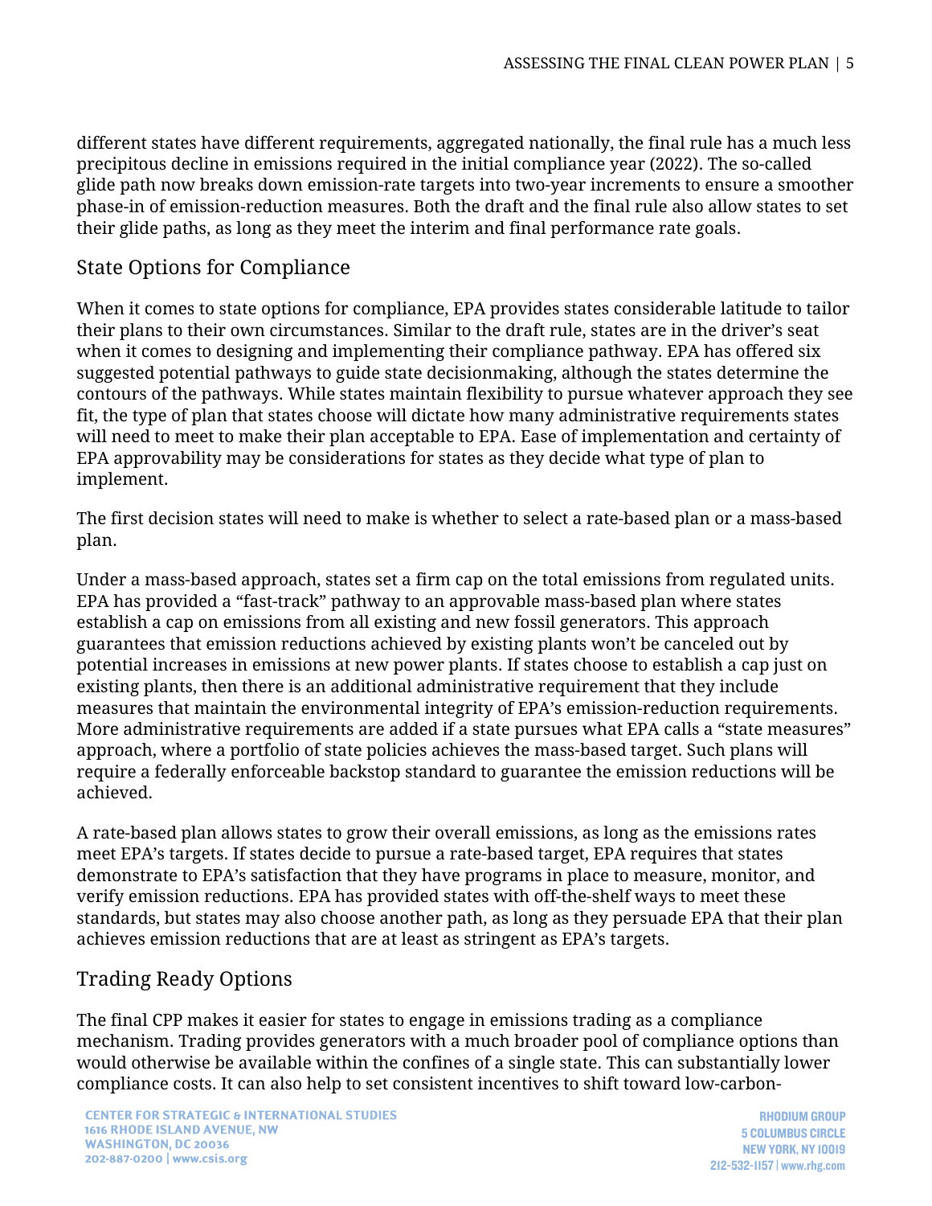different states have different requirements, aggregated nationally, the final rule has a much less precipitous decline in emissions required in the initial compliance year (2022). The so-called glide path now breaks down emission-rate targets into two-year increments to ensure a smoother phase-in of emission-reduction measures. Both the draft and the final rule also allow states to set their glide paths, as long as they meet the interim and final performance rate goals.

## State Options for Compliance

When it comes to state options for compliance, EPA provides states considerable latitude to tailor their plans to their own circumstances. Similar to the draft rule, states are in the driver's seat when it comes to designing and implementing their compliance pathway. EPA has offered six suggested potential pathways to guide state decisionmaking, although the states determine the contours of the pathways. While states maintain flexibility to pursue whatever approach they see fit, the type of plan that states choose will dictate how many administrative requirements states will need to meet to make their plan acceptable to EPA. Ease of implementation and certainty of EPA approvability may be considerations for states as they decide what type of plan to implement.

The first decision states will need to make is whether to select a rate-based plan or a mass-based plan.

Under a mass-based approach, states set a firm cap on the total emissions from regulated units. EPA has provided a "fast-track" pathway to an approvable mass-based plan where states establish a cap on emissions from all existing and new fossil generators. This approach guarantees that emission reductions achieved by existing plants won't be canceled out by potential increases in emissions at new power plants. If states choose to establish a cap just on existing plants, then there is an additional administrative requirement that they include measures that maintain the environmental integrity of EPA's emission-reduction requirements. More administrative requirements are added if a state pursues what EPA calls a "state measures" approach, where a portfolio of state policies achieves the mass-based target. Such plans will require a federally enforceable backstop standard to guarantee the emission reductions will be achieved.

A rate-based plan allows states to grow their overall emissions, as long as the emissions rates meet EPA's targets. If states decide to pursue a rate-based target, EPA requires that states demonstrate to EPA's satisfaction that they have programs in place to measure, monitor, and verify emission reductions. EPA has provided states with off-the-shelf ways to meet these standards, but states may also choose another path, as long as they persuade EPA that their plan achieves emission reductions that are at least as stringent as EPA's targets.

## Trading Ready Options

The final CPP makes it easier for states to engage in emissions trading as a compliance mechanism. Trading provides generators with a much broader pool of compliance options than would otherwise be available within the confines of a single state. This can substantially lower compliance costs. It can also help to set consistent incentives to shift toward low-carbon-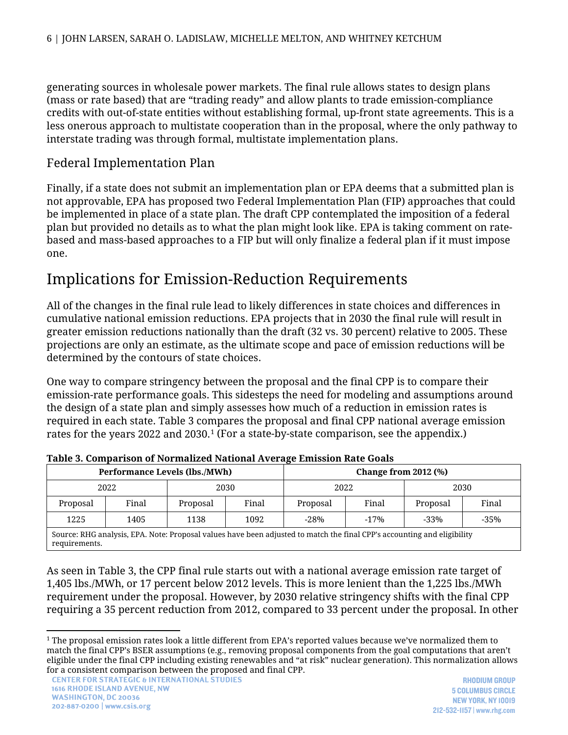generating sources in wholesale power markets. The final rule allows states to design plans (mass or rate based) that are "trading ready" and allow plants to trade emission-compliance credits with out-of-state entities without establishing formal, up-front state agreements. This is a less onerous approach to multistate cooperation than in the proposal, where the only pathway to interstate trading was through formal, multistate implementation plans.

## Federal Implementation Plan

Finally, if a state does not submit an implementation plan or EPA deems that a submitted plan is not approvable, EPA has proposed two Federal Implementation Plan (FIP) approaches that could be implemented in place of a state plan. The draft CPP contemplated the imposition of a federal plan but provided no details as to what the plan might look like. EPA is taking comment on rate-based and mass-based approaches to a FIP but will only finalize a federal plan if it must impose one.

# Implications for Emission-Reduction Requirements

All of the changes in the final rule lead to likely differences in state choices and differences in cumulative national emission reductions. EPA projects that in 2030 the final rule will result in greater emission reductions nationally than the draft (32 vs. 30 percent) relative to 2005. These projections are only an estimate, as the ultimate scope and pace of emission reductions will be determined by the contours of state choices.

One way to compare stringency between the proposal and the final CPP is to compare their emission-rate performance goals. This sidesteps the need for modeling and assumptions around the design of a state plan and simply assesses how much of a reduction in emission rates is required in each state. Table 3 compares the proposal and final CPP national average emission rates for the years 2022 and 2030.[1] (For a state-by-state comparison, see the appendix.)

**Table 3. Comparison of Normalized National Average Emission Rate Goals**

| Performance Levels (lbs./MWh) | | | | Change from 2012 (%) | | | |
|---|---|---|---|---|---|---|---|
| 2022 | | 2030 | | 2022 | | 2030 | |
| Proposal | Final | Proposal | Final | Proposal | Final | Proposal | Final |
| 1225 | 1405 | 1138 | 1092 | -28% | -17% | -33% | -35% |

Source: RHG analysis, EPA. Note: Proposal values have been adjusted to match the final CPP's accounting and eligibility requirements.

As seen in Table 3, the CPP final rule starts out with a national average emission rate target of 1,405 lbs./MWh, or 17 percent below 2012 levels. This is more lenient than the 1,225 lbs./MWh requirement under the proposal. However, by 2030 relative stringency shifts with the final CPP requiring a 35 percent reduction from 2012, compared to 33 percent under the proposal. In other

[1] The proposal emission rates look a little different from EPA's reported values because we've normalized them to match the final CPP's BSER assumptions (e.g., removing proposal components from the goal computations that aren't eligible under the final CPP including existing renewables and "at risk" nuclear generation). This normalization allows for a consistent comparison between the proposed and final CPP.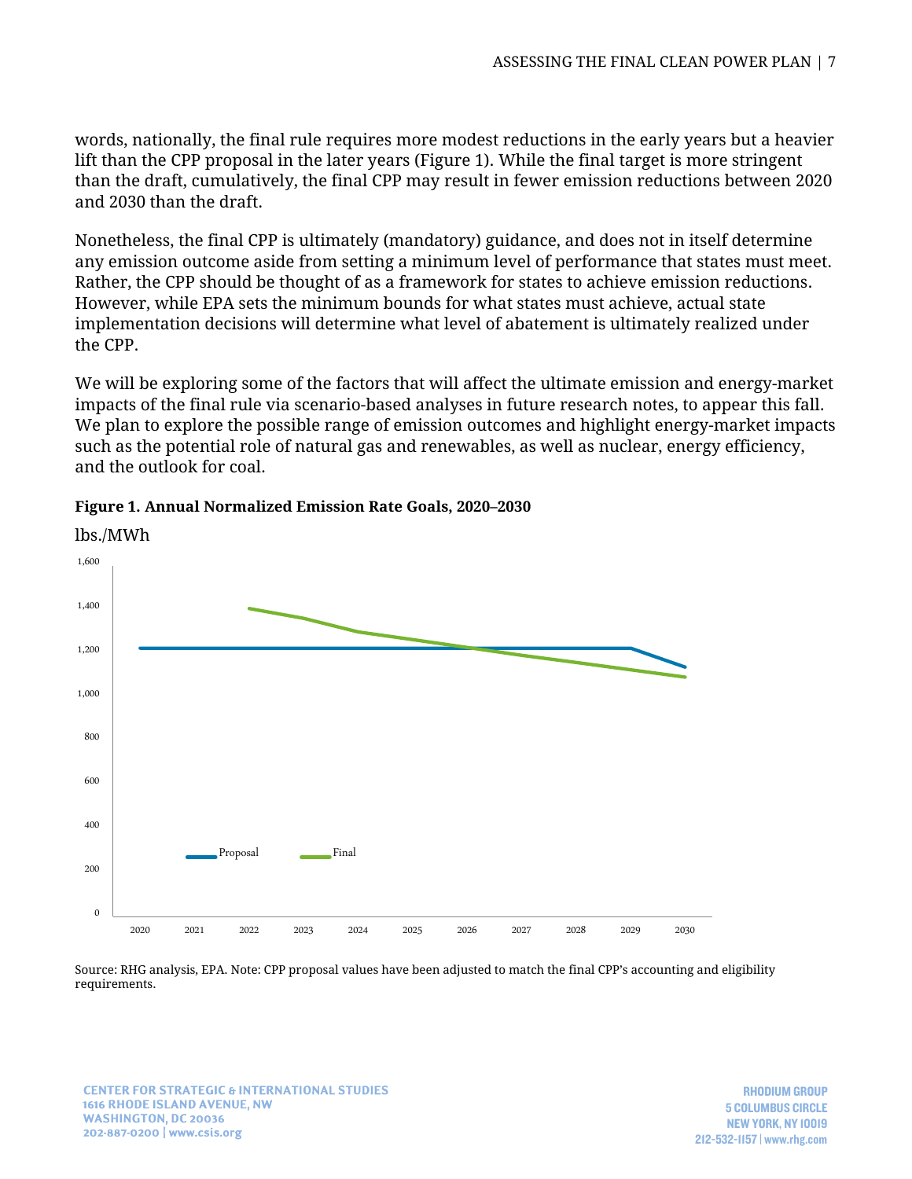words, nationally, the final rule requires more modest reductions in the early years but a heavier lift than the CPP proposal in the later years (Figure 1). While the final target is more stringent than the draft, cumulatively, the final CPP may result in fewer emission reductions between 2020 and 2030 than the draft.

Nonetheless, the final CPP is ultimately (mandatory) guidance, and does not in itself determine any emission outcome aside from setting a minimum level of performance that states must meet. Rather, the CPP should be thought of as a framework for states to achieve emission reductions. However, while EPA sets the minimum bounds for what states must achieve, actual state implementation decisions will determine what level of abatement is ultimately realized under the CPP.

We will be exploring some of the factors that will affect the ultimate emission and energy-market impacts of the final rule via scenario-based analyses in future research notes, to appear this fall. We plan to explore the possible range of emission outcomes and highlight energy-market impacts such as the potential role of natural gas and renewables, as well as nuclear, energy efficiency, and the outlook for coal.

**Figure 1. Annual Normalized Emission Rate Goals, 2020–2030**

lbs./MWh

Source: RHG analysis, EPA. Note: CPP proposal values have been adjusted to match the final CPP's accounting and eligibility requirements.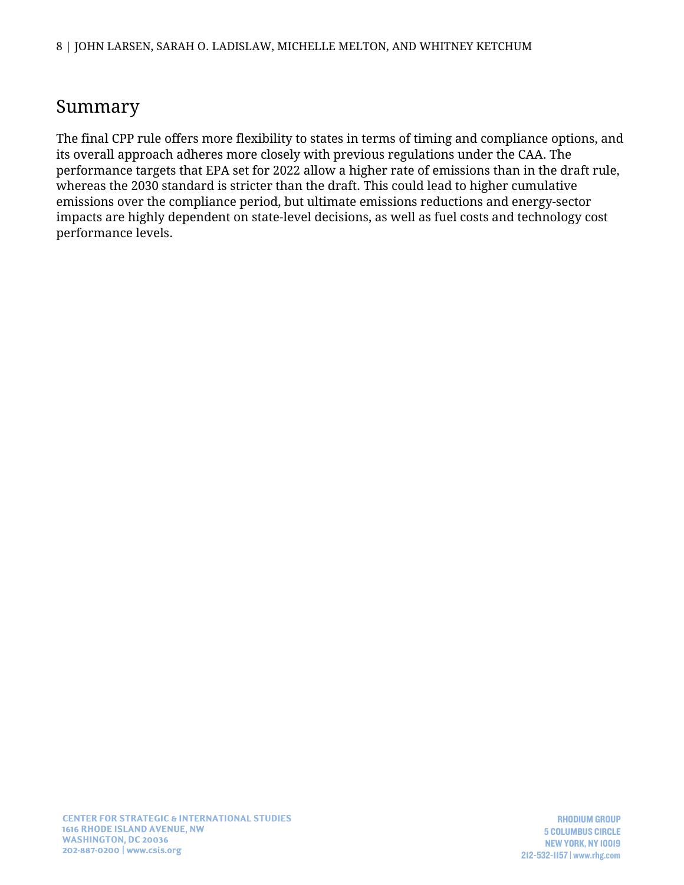## Summary

The final CPP rule offers more flexibility to states in terms of timing and compliance options, and its overall approach adheres more closely with previous regulations under the CAA. The performance targets that EPA set for 2022 allow a higher rate of emissions than in the draft rule, whereas the 2030 standard is stricter than the draft. This could lead to higher cumulative emissions over the compliance period, but ultimate emissions reductions and energy-sector impacts are highly dependent on state-level decisions, as well as fuel costs and technology cost performance levels.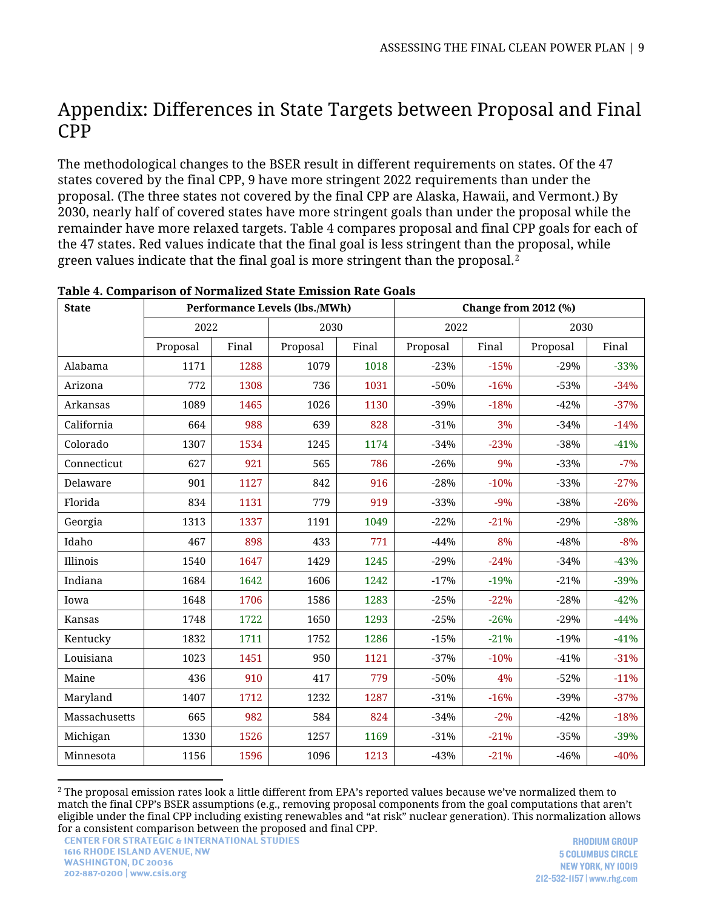# Appendix: Differences in State Targets between Proposal and Final CPP

The methodological changes to the BSER result in different requirements on states. Of the 47 states covered by the final CPP, 9 have more stringent 2022 requirements than under the proposal. (The three states not covered by the final CPP are Alaska, Hawaii, and Vermont.) By 2030, nearly half of covered states have more stringent goals than under the proposal while the remainder have more relaxed targets. Table 4 compares proposal and final CPP goals for each of the 47 states. Red values indicate that the final goal is less stringent than the proposal, while green values indicate that the final goal is more stringent than the proposal.[2]

**Table 4. Comparison of Normalized State Emission Rate Goals**

| State | Performance Levels (lbs./MWh) | | | | Change from 2012 (%) | | | |
|---|---|---|---|---|---|---|---|---|
| | 2022 | | 2030 | | 2022 | | 2030 | |
| | Proposal | Final | Proposal | Final | Proposal | Final | Proposal | Final |
| Alabama | 1171 | 1288 | 1079 | 1018 | -23% | -15% | -29% | -33% |
| Arizona | 772 | 1308 | 736 | 1031 | -50% | -16% | -53% | -34% |
| Arkansas | 1089 | 1465 | 1026 | 1130 | -39% | -18% | -42% | -37% |
| California | 664 | 988 | 639 | 828 | -31% | 3% | -34% | -14% |
| Colorado | 1307 | 1534 | 1245 | 1174 | -34% | -23% | -38% | -41% |
| Connecticut | 627 | 921 | 565 | 786 | -26% | 9% | -33% | -7% |
| Delaware | 901 | 1127 | 842 | 916 | -28% | -10% | -33% | -27% |
| Florida | 834 | 1131 | 779 | 919 | -33% | -9% | -38% | -26% |
| Georgia | 1313 | 1337 | 1191 | 1049 | -22% | -21% | -29% | -38% |
| Idaho | 467 | 898 | 433 | 771 | -44% | 8% | -48% | -8% |
| Illinois | 1540 | 1647 | 1429 | 1245 | -29% | -24% | -34% | -43% |
| Indiana | 1684 | 1642 | 1606 | 1242 | -17% | -19% | -21% | -39% |
| Iowa | 1648 | 1706 | 1586 | 1283 | -25% | -22% | -28% | -42% |
| Kansas | 1748 | 1722 | 1650 | 1293 | -25% | -26% | -29% | -44% |
| Kentucky | 1832 | 1711 | 1752 | 1286 | -15% | -21% | -19% | -41% |
| Louisiana | 1023 | 1451 | 950 | 1121 | -37% | -10% | -41% | -31% |
| Maine | 436 | 910 | 417 | 779 | -50% | 4% | -52% | -11% |
| Maryland | 1407 | 1712 | 1232 | 1287 | -31% | -16% | -39% | -37% |
| Massachusetts | 665 | 982 | 584 | 824 | -34% | -2% | -42% | -18% |
| Michigan | 1330 | 1526 | 1257 | 1169 | -31% | -21% | -35% | -39% |
| Minnesota | 1156 | 1596 | 1096 | 1213 | -43% | -21% | -46% | -40% |

[2] The proposal emission rates look a little different from EPA's reported values because we've normalized them to match the final CPP's BSER assumptions (e.g., removing proposal components from the goal computations that aren't eligible under the final CPP including existing renewables and "at risk" nuclear generation). This normalization allows for a consistent comparison between the proposed and final CPP.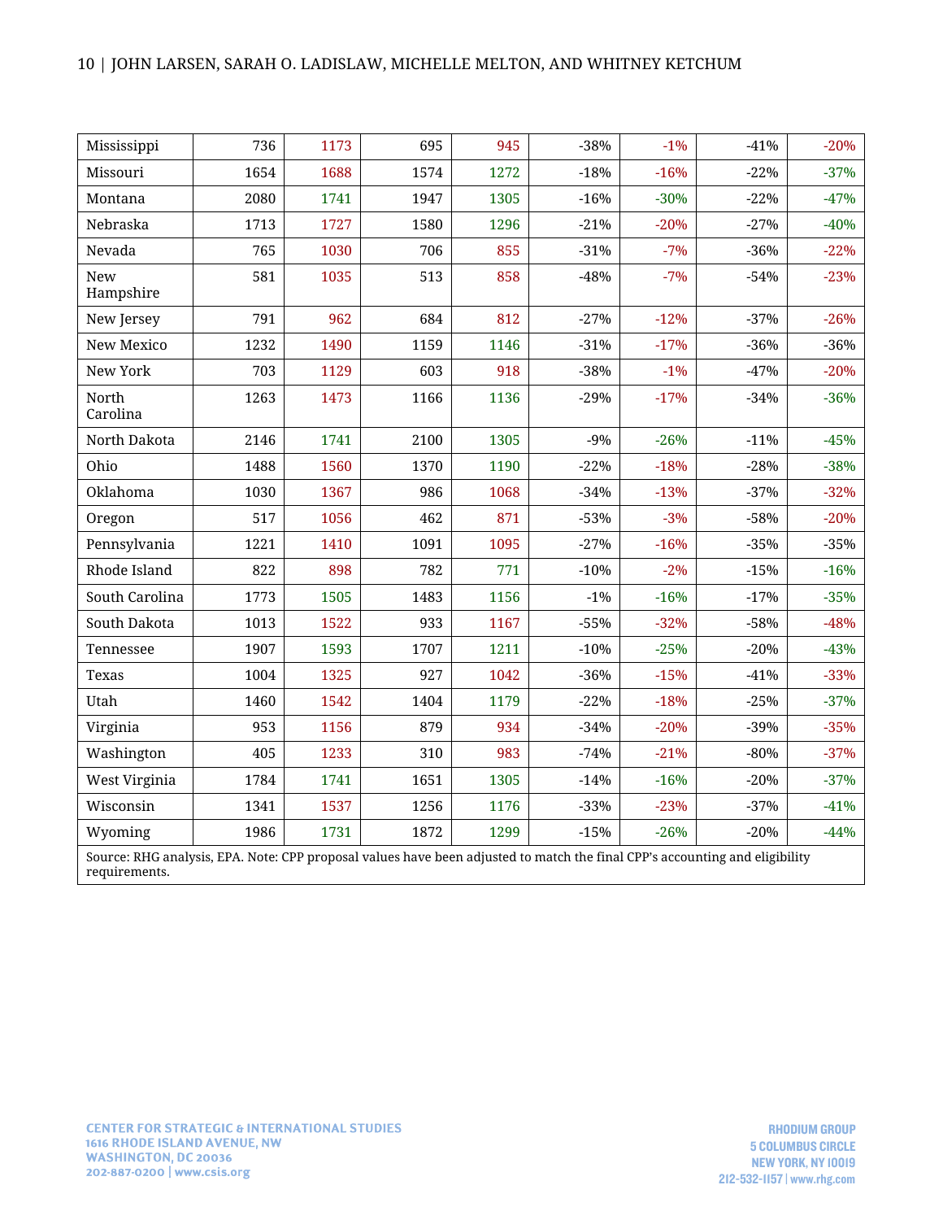| | | | | | | | | |
|---|---|---|---|---|---|---|---|---|
| Mississippi | 736 | 1173 | 695 | 945 | -38% | -1% | -41% | -20% |
| Missouri | 1654 | 1688 | 1574 | 1272 | -18% | -16% | -22% | -37% |
| Montana | 2080 | 1741 | 1947 | 1305 | -16% | -30% | -22% | -47% |
| Nebraska | 1713 | 1727 | 1580 | 1296 | -21% | -20% | -27% | -40% |
| Nevada | 765 | 1030 | 706 | 855 | -31% | -7% | -36% | -22% |
| New Hampshire | 581 | 1035 | 513 | 858 | -48% | -7% | -54% | -23% |
| New Jersey | 791 | 962 | 684 | 812 | -27% | -12% | -37% | -26% |
| New Mexico | 1232 | 1490 | 1159 | 1146 | -31% | -17% | -36% | -36% |
| New York | 703 | 1129 | 603 | 918 | -38% | -1% | -47% | -20% |
| North Carolina | 1263 | 1473 | 1166 | 1136 | -29% | -17% | -34% | -36% |
| North Dakota | 2146 | 1741 | 2100 | 1305 | -9% | -26% | -11% | -45% |
| Ohio | 1488 | 1560 | 1370 | 1190 | -22% | -18% | -28% | -38% |
| Oklahoma | 1030 | 1367 | 986 | 1068 | -34% | -13% | -37% | -32% |
| Oregon | 517 | 1056 | 462 | 871 | -53% | -3% | -58% | -20% |
| Pennsylvania | 1221 | 1410 | 1091 | 1095 | -27% | -16% | -35% | -35% |
| Rhode Island | 822 | 898 | 782 | 771 | -10% | -2% | -15% | -16% |
| South Carolina | 1773 | 1505 | 1483 | 1156 | -1% | -16% | -17% | -35% |
| South Dakota | 1013 | 1522 | 933 | 1167 | -55% | -32% | -58% | -48% |
| Tennessee | 1907 | 1593 | 1707 | 1211 | -10% | -25% | -20% | -43% |
| Texas | 1004 | 1325 | 927 | 1042 | -36% | -15% | -41% | -33% |
| Utah | 1460 | 1542 | 1404 | 1179 | -22% | -18% | -25% | -37% |
| Virginia | 953 | 1156 | 879 | 934 | -34% | -20% | -39% | -35% |
| Washington | 405 | 1233 | 310 | 983 | -74% | -21% | -80% | -37% |
| West Virginia | 1784 | 1741 | 1651 | 1305 | -14% | -16% | -20% | -37% |
| Wisconsin | 1341 | 1537 | 1256 | 1176 | -33% | -23% | -37% | -41% |
| Wyoming | 1986 | 1731 | 1872 | 1299 | -15% | -26% | -20% | -44% |

Source: RHG analysis, EPA. Note: CPP proposal values have been adjusted to match the final CPP's accounting and eligibility requirements.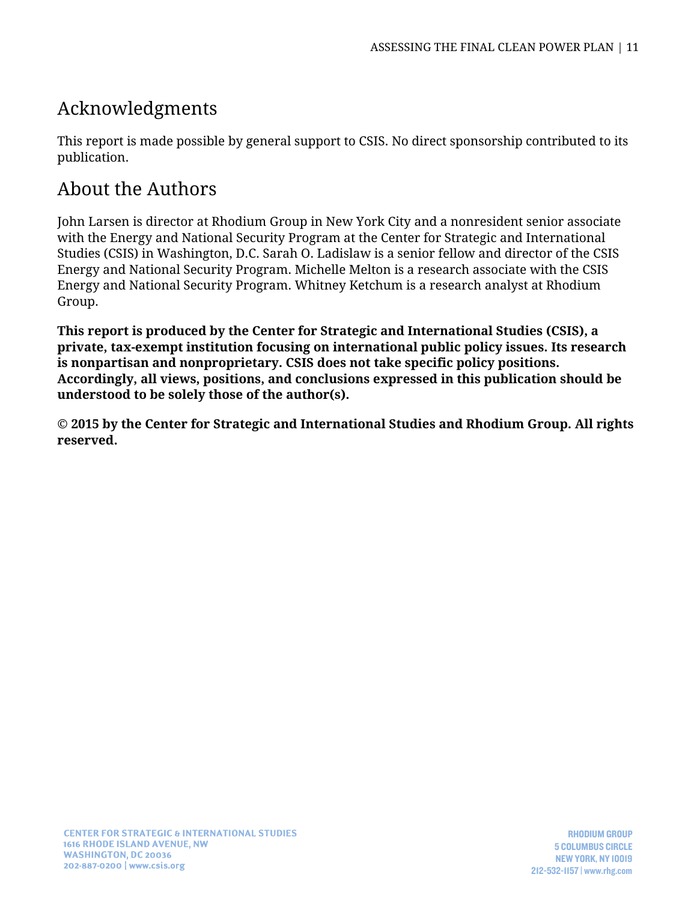## Acknowledgments

This report is made possible by general support to CSIS. No direct sponsorship contributed to its publication.

## About the Authors

John Larsen is director at Rhodium Group in New York City and a nonresident senior associate with the Energy and National Security Program at the Center for Strategic and International Studies (CSIS) in Washington, D.C. Sarah O. Ladislaw is a senior fellow and director of the CSIS Energy and National Security Program. Michelle Melton is a research associate with the CSIS Energy and National Security Program. Whitney Ketchum is a research analyst at Rhodium Group.

**This report is produced by the Center for Strategic and International Studies (CSIS), a private, tax-exempt institution focusing on international public policy issues. Its research is nonpartisan and nonproprietary. CSIS does not take specific policy positions. Accordingly, all views, positions, and conclusions expressed in this publication should be understood to be solely those of the author(s).**

**© 2015 by the Center for Strategic and International Studies and Rhodium Group. All rights reserved.**

CENTER FOR STRATEGIC & INTERNATIONAL STUDIES
1616 RHODE ISLAND AVENUE, NW
WASHINGTON, DC 20036
202-887-0200 | www.csis.org

RHODIUM GROUP
5 COLUMBUS CIRCLE
NEW YORK, NY 10019
212-532-1157 | www.rhg.com